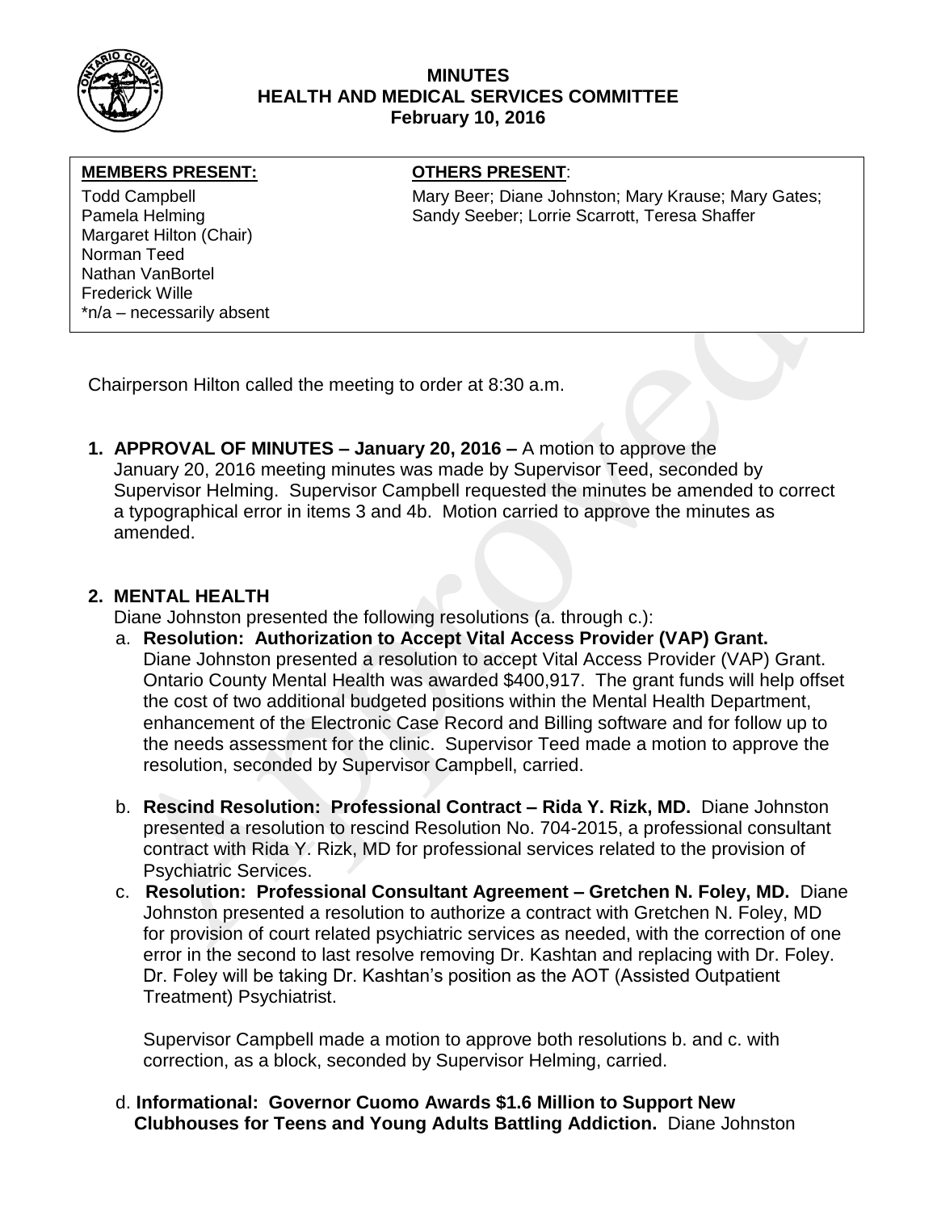# MINUTES
## HEALTH AND MEDICAL SERVICES COMMITTEE
### February 10, 2016

| MEMBERS PRESENT: | OTHERS PRESENT: |
|---|---|
| Todd Campbell<br>Pamela Helming<br>Margaret Hilton (Chair)<br>Norman Teed<br>Nathan VanBortel<br>Frederick Wille<br>*n/a – necessarily absent | Mary Beer; Diane Johnston; Mary Krause; Mary Gates; Sandy Seeber; Lorrie Scarrott, Teresa Shaffer |

Chairperson Hilton called the meeting to order at 8:30 a.m.

**1. APPROVAL OF MINUTES – January 20, 2016 –** A motion to approve the January 20, 2016 meeting minutes was made by Supervisor Teed, seconded by Supervisor Helming. Supervisor Campbell requested the minutes be amended to correct a typographical error in items 3 and 4b. Motion carried to approve the minutes as amended.

**2. MENTAL HEALTH**

Diane Johnston presented the following resolutions (a. through c.):

a. **Resolution: Authorization to Accept Vital Access Provider (VAP) Grant.** Diane Johnston presented a resolution to accept Vital Access Provider (VAP) Grant. Ontario County Mental Health was awarded $400,917. The grant funds will help offset the cost of two additional budgeted positions within the Mental Health Department, enhancement of the Electronic Case Record and Billing software and for follow up to the needs assessment for the clinic. Supervisor Teed made a motion to approve the resolution, seconded by Supervisor Campbell, carried.

b. **Rescind Resolution: Professional Contract – Rida Y. Rizk, MD.** Diane Johnston presented a resolution to rescind Resolution No. 704-2015, a professional consultant contract with Rida Y. Rizk, MD for professional services related to the provision of Psychiatric Services.

c. **Resolution: Professional Consultant Agreement – Gretchen N. Foley, MD.** Diane Johnston presented a resolution to authorize a contract with Gretchen N. Foley, MD for provision of court related psychiatric services as needed, with the correction of one error in the second to last resolve removing Dr. Kashtan and replacing with Dr. Foley. Dr. Foley will be taking Dr. Kashtan's position as the AOT (Assisted Outpatient Treatment) Psychiatrist.

Supervisor Campbell made a motion to approve both resolutions b. and c. with correction, as a block, seconded by Supervisor Helming, carried.

d. **Informational: Governor Cuomo Awards $1.6 Million to Support New Clubhouses for Teens and Young Adults Battling Addiction.** Diane Johnston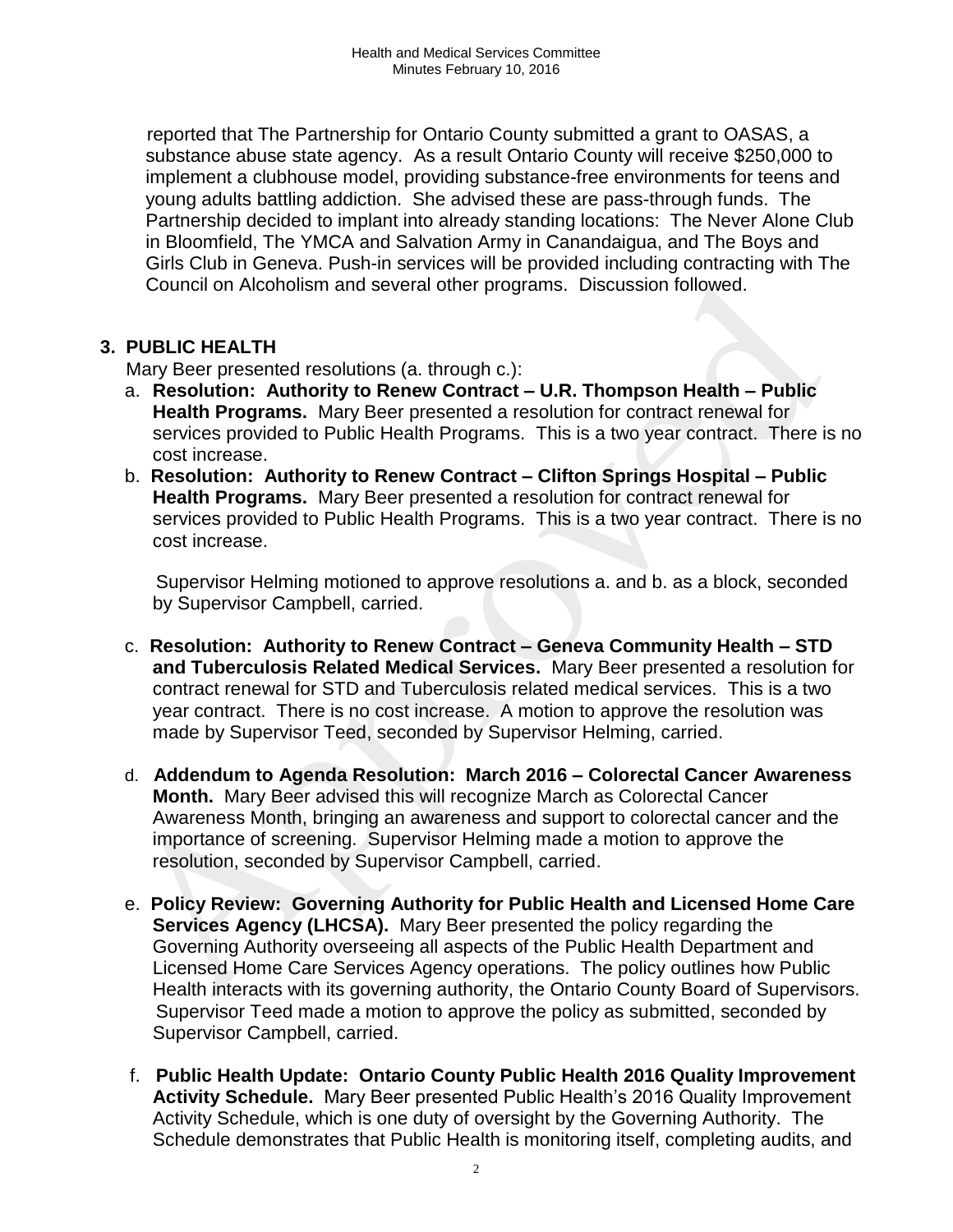reported that The Partnership for Ontario County submitted a grant to OASAS, a substance abuse state agency. As a result Ontario County will receive $250,000 to implement a clubhouse model, providing substance-free environments for teens and young adults battling addiction. She advised these are pass-through funds. The Partnership decided to implant into already standing locations: The Never Alone Club in Bloomfield, The YMCA and Salvation Army in Canandaigua, and The Boys and Girls Club in Geneva. Push-in services will be provided including contracting with The Council on Alcoholism and several other programs. Discussion followed.

**3. PUBLIC HEALTH**

Mary Beer presented resolutions (a. through c.):

a. **Resolution: Authority to Renew Contract – U.R. Thompson Health – Public Health Programs.** Mary Beer presented a resolution for contract renewal for services provided to Public Health Programs. This is a two year contract. There is no cost increase.

b. **Resolution: Authority to Renew Contract – Clifton Springs Hospital – Public Health Programs.** Mary Beer presented a resolution for contract renewal for services provided to Public Health Programs. This is a two year contract. There is no cost increase.

Supervisor Helming motioned to approve resolutions a. and b. as a block, seconded by Supervisor Campbell, carried.

c. **Resolution: Authority to Renew Contract – Geneva Community Health – STD and Tuberculosis Related Medical Services.** Mary Beer presented a resolution for contract renewal for STD and Tuberculosis related medical services. This is a two year contract. There is no cost increase. A motion to approve the resolution was made by Supervisor Teed, seconded by Supervisor Helming, carried.

d. **Addendum to Agenda Resolution: March 2016 – Colorectal Cancer Awareness Month.** Mary Beer advised this will recognize March as Colorectal Cancer Awareness Month, bringing an awareness and support to colorectal cancer and the importance of screening. Supervisor Helming made a motion to approve the resolution, seconded by Supervisor Campbell, carried.

e. **Policy Review: Governing Authority for Public Health and Licensed Home Care Services Agency (LHCSA).** Mary Beer presented the policy regarding the Governing Authority overseeing all aspects of the Public Health Department and Licensed Home Care Services Agency operations. The policy outlines how Public Health interacts with its governing authority, the Ontario County Board of Supervisors. Supervisor Teed made a motion to approve the policy as submitted, seconded by Supervisor Campbell, carried.

f. **Public Health Update: Ontario County Public Health 2016 Quality Improvement Activity Schedule.** Mary Beer presented Public Health's 2016 Quality Improvement Activity Schedule, which is one duty of oversight by the Governing Authority. The Schedule demonstrates that Public Health is monitoring itself, completing audits, and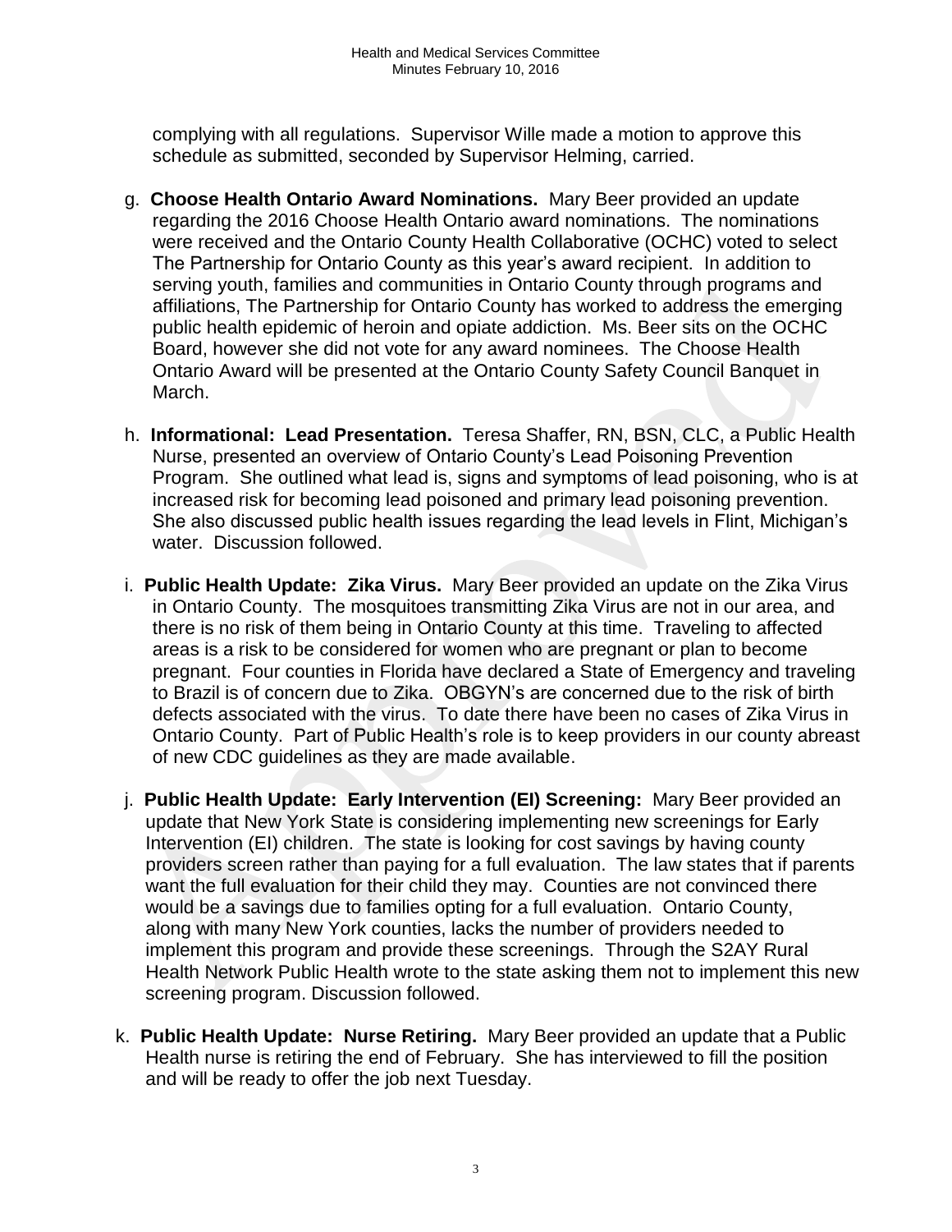complying with all regulations. Supervisor Wille made a motion to approve this schedule as submitted, seconded by Supervisor Helming, carried.

g. **Choose Health Ontario Award Nominations.** Mary Beer provided an update regarding the 2016 Choose Health Ontario award nominations. The nominations were received and the Ontario County Health Collaborative (OCHC) voted to select The Partnership for Ontario County as this year's award recipient. In addition to serving youth, families and communities in Ontario County through programs and affiliations, The Partnership for Ontario County has worked to address the emerging public health epidemic of heroin and opiate addiction. Ms. Beer sits on the OCHC Board, however she did not vote for any award nominees. The Choose Health Ontario Award will be presented at the Ontario County Safety Council Banquet in March.

h. **Informational: Lead Presentation.** Teresa Shaffer, RN, BSN, CLC, a Public Health Nurse, presented an overview of Ontario County's Lead Poisoning Prevention Program. She outlined what lead is, signs and symptoms of lead poisoning, who is at increased risk for becoming lead poisoned and primary lead poisoning prevention. She also discussed public health issues regarding the lead levels in Flint, Michigan's water. Discussion followed.

i. **Public Health Update: Zika Virus.** Mary Beer provided an update on the Zika Virus in Ontario County. The mosquitoes transmitting Zika Virus are not in our area, and there is no risk of them being in Ontario County at this time. Traveling to affected areas is a risk to be considered for women who are pregnant or plan to become pregnant. Four counties in Florida have declared a State of Emergency and traveling to Brazil is of concern due to Zika. OBGYN's are concerned due to the risk of birth defects associated with the virus. To date there have been no cases of Zika Virus in Ontario County. Part of Public Health's role is to keep providers in our county abreast of new CDC guidelines as they are made available.

j. **Public Health Update: Early Intervention (EI) Screening:** Mary Beer provided an update that New York State is considering implementing new screenings for Early Intervention (EI) children. The state is looking for cost savings by having county providers screen rather than paying for a full evaluation. The law states that if parents want the full evaluation for their child they may. Counties are not convinced there would be a savings due to families opting for a full evaluation. Ontario County, along with many New York counties, lacks the number of providers needed to implement this program and provide these screenings. Through the S2AY Rural Health Network Public Health wrote to the state asking them not to implement this new screening program. Discussion followed.

k. **Public Health Update: Nurse Retiring.** Mary Beer provided an update that a Public Health nurse is retiring the end of February. She has interviewed to fill the position and will be ready to offer the job next Tuesday.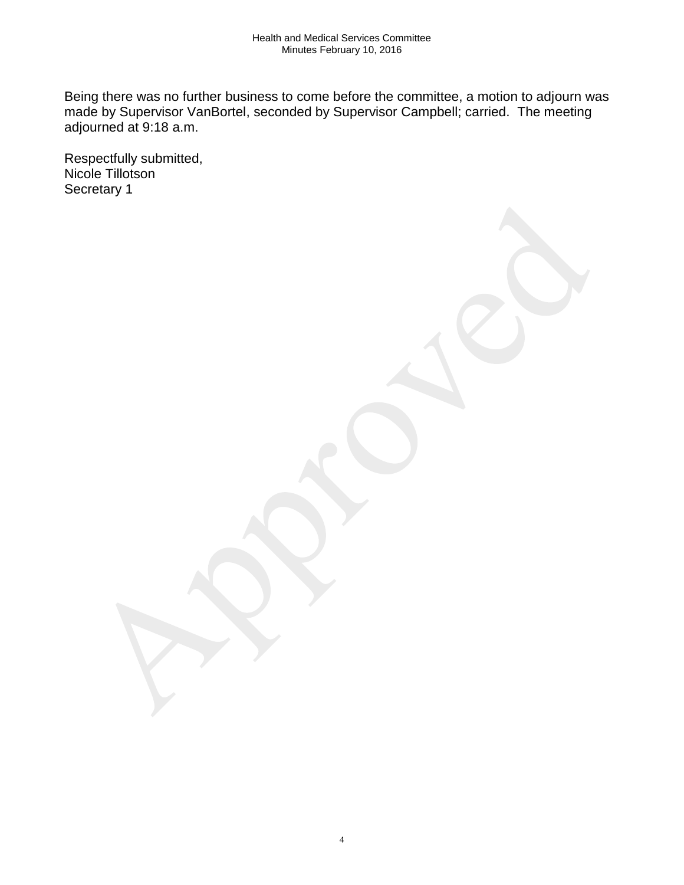Being there was no further business to come before the committee, a motion to adjourn was made by Supervisor VanBortel, seconded by Supervisor Campbell; carried. The meeting adjourned at 9:18 a.m.

Respectfully submitted,
Nicole Tillotson
Secretary 1